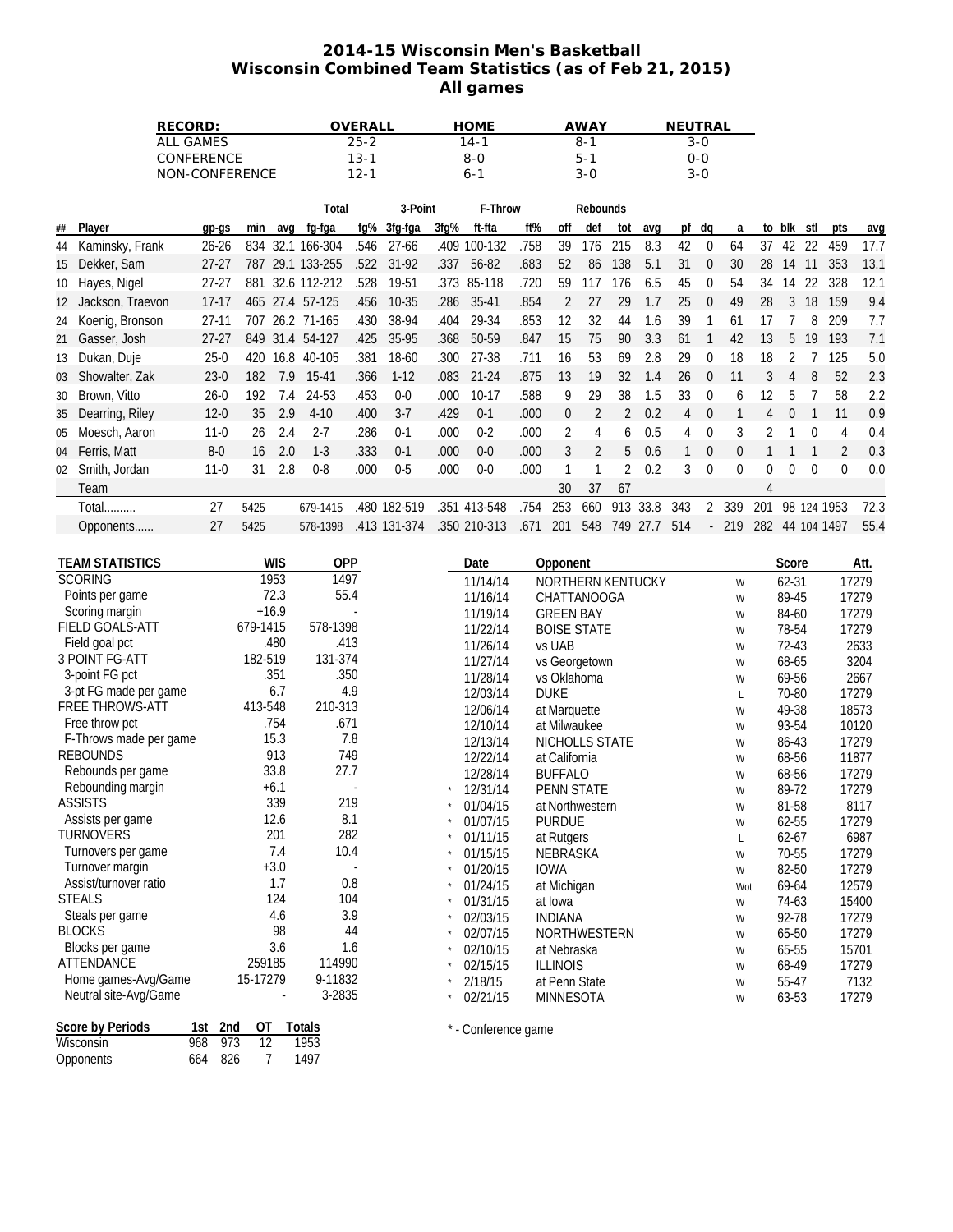# 2014-15 Wisconsin Men's Basketball
## Wisconsin Combined Team Statistics (as of Feb 21, 2015)
### All games

| RECORD: | OVERALL | HOME | AWAY | NEUTRAL |
|---|---|---|---|---|
| ALL GAMES | 25-2 | 14-1 | 8-1 | 3-0 |
| CONFERENCE | 13-1 | 8-0 | 5-1 | 0-0 |
| NON-CONFERENCE | 12-1 | 6-1 | 3-0 | 3-0 |

| | | | | | Total | | 3-Point | | F-Throw | | Rebounds | | | | | | | | | | | |
|---|---|---|---|---|---|---|---|---|---|---|---|---|---|---|---|---|---|---|---|---|---|---|
| ## | Player | gp-gs | min | avg | fg-fga | fg% | 3fg-fga | 3fg% | ft-fta | ft% | off | def | tot | avg | pf | dq | a | to | blk | stl | pts | avg |
| 44 | Kaminsky, Frank | 26-26 | 834 | 32.1 | 166-304 | .546 | 27-66 | .409 | 100-132 | .758 | 39 | 176 | 215 | 8.3 | 42 | 0 | 64 | 37 | 42 | 22 | 459 | 17.7 |
| 15 | Dekker, Sam | 27-27 | 787 | 29.1 | 133-255 | .522 | 31-92 | .337 | 56-82 | .683 | 52 | 86 | 138 | 5.1 | 31 | 0 | 30 | 28 | 14 | 11 | 353 | 13.1 |
| 10 | Hayes, Nigel | 27-27 | 881 | 32.6 | 112-212 | .528 | 19-51 | .373 | 85-118 | .720 | 59 | 117 | 176 | 6.5 | 45 | 0 | 54 | 34 | 14 | 22 | 328 | 12.1 |
| 12 | Jackson, Traevon | 17-17 | 465 | 27.4 | 57-125 | .456 | 10-35 | .286 | 35-41 | .854 | 2 | 27 | 29 | 1.7 | 25 | 0 | 49 | 28 | 3 | 18 | 159 | 9.4 |
| 24 | Koenig, Bronson | 27-11 | 707 | 26.2 | 71-165 | .430 | 38-94 | .404 | 29-34 | .853 | 12 | 32 | 44 | 1.6 | 39 | 1 | 61 | 17 | 7 | 8 | 209 | 7.7 |
| 21 | Gasser, Josh | 27-27 | 849 | 31.4 | 54-127 | .425 | 35-95 | .368 | 50-59 | .847 | 15 | 75 | 90 | 3.3 | 61 | 1 | 42 | 13 | 5 | 19 | 193 | 7.1 |
| 13 | Dukan, Duje | 25-0 | 420 | 16.8 | 40-105 | .381 | 18-60 | .300 | 27-38 | .711 | 16 | 53 | 69 | 2.8 | 29 | 0 | 18 | 18 | 2 | 7 | 125 | 5.0 |
| 03 | Showalter, Zak | 23-0 | 182 | 7.9 | 15-41 | .366 | 1-12 | .083 | 21-24 | .875 | 13 | 19 | 32 | 1.4 | 26 | 0 | 11 | 3 | 4 | 8 | 52 | 2.3 |
| 30 | Brown, Vitto | 26-0 | 192 | 7.4 | 24-53 | .453 | 0-0 | .000 | 10-17 | .588 | 9 | 29 | 38 | 1.5 | 33 | 0 | 6 | 12 | 5 | 7 | 58 | 2.2 |
| 35 | Dearring, Riley | 12-0 | 35 | 2.9 | 4-10 | .400 | 3-7 | .429 | 0-1 | .000 | 0 | 2 | 2 | 0.2 | 4 | 0 | 1 | 4 | 0 | 1 | 11 | 0.9 |
| 05 | Moesch, Aaron | 11-0 | 26 | 2.4 | 2-7 | .286 | 0-1 | .000 | 0-2 | .000 | 2 | 4 | 6 | 0.5 | 4 | 0 | 3 | 2 | 1 | 0 | 4 | 0.4 |
| 04 | Ferris, Matt | 8-0 | 16 | 2.0 | 1-3 | .333 | 0-1 | .000 | 0-0 | .000 | 3 | 2 | 5 | 0.6 | 1 | 0 | 0 | 1 | 1 | 1 | 2 | 0.3 |
| 02 | Smith, Jordan | 11-0 | 31 | 2.8 | 0-8 | .000 | 0-5 | .000 | 0-0 | .000 | 1 | 1 | 2 | 0.2 | 3 | 0 | 0 | 0 | 0 | 0 | 0 | 0.0 |
| | Team | | | | | | | | | | 30 | 37 | 67 | | | | | 4 | | | | |
| | Total.......... | 27 | 5425 | | 679-1415 | .480 | 182-519 | .351 | 413-548 | .754 | 253 | 660 | 913 | 33.8 | 343 | 2 | 339 | 201 | 98 | 124 | 1953 | 72.3 |
| | Opponents...... | 27 | 5425 | | 578-1398 | .413 | 131-374 | .350 | 210-313 | .671 | 201 | 548 | 749 | 27.7 | 514 | - | 219 | 282 | 44 | 104 | 1497 | 55.4 |

| TEAM STATISTICS | WIS | OPP |
|---|---|---|
| SCORING | 1953 | 1497 |
| Points per game | 72.3 | 55.4 |
| Scoring margin | +16.9 | - |
| FIELD GOALS-ATT | 679-1415 | 578-1398 |
| Field goal pct | .480 | .413 |
| 3 POINT FG-ATT | 182-519 | 131-374 |
| 3-point FG pct | .351 | .350 |
| 3-pt FG made per game | 6.7 | 4.9 |
| FREE THROWS-ATT | 413-548 | 210-313 |
| Free throw pct | .754 | .671 |
| F-Throws made per game | 15.3 | 7.8 |
| REBOUNDS | 913 | 749 |
| Rebounds per game | 33.8 | 27.7 |
| Rebounding margin | +6.1 | - |
| ASSISTS | 339 | 219 |
| Assists per game | 12.6 | 8.1 |
| TURNOVERS | 201 | 282 |
| Turnovers per game | 7.4 | 10.4 |
| Turnover margin | +3.0 | - |
| Assist/turnover ratio | 1.7 | 0.8 |
| STEALS | 124 | 104 |
| Steals per game | 4.6 | 3.9 |
| BLOCKS | 98 | 44 |
| Blocks per game | 3.6 | 1.6 |
| ATTENDANCE | 259185 | 114990 |
| Home games-Avg/Game | 15-17279 | 9-11832 |
| Neutral site-Avg/Game | - | 3-2835 |

| Score by Periods | 1st | 2nd | OT | Totals |
|---|---|---|---|---|
| Wisconsin | 968 | 973 | 12 | 1953 |
| Opponents | 664 | 826 | 7 | 1497 |

| | Date | Opponent | | Score | Att. |
|---|---|---|---|---|---|
| | 11/14/14 | NORTHERN KENTUCKY | W | 62-31 | 17279 |
| | 11/16/14 | CHATTANOOGA | W | 89-45 | 17279 |
| | 11/19/14 | GREEN BAY | W | 84-60 | 17279 |
| | 11/22/14 | BOISE STATE | W | 78-54 | 17279 |
| | 11/26/14 | vs UAB | W | 72-43 | 2633 |
| | 11/27/14 | vs Georgetown | W | 68-65 | 3204 |
| | 11/28/14 | vs Oklahoma | W | 69-56 | 2667 |
| | 12/03/14 | DUKE | L | 70-80 | 17279 |
| | 12/06/14 | at Marquette | W | 49-38 | 18573 |
| | 12/10/14 | at Milwaukee | W | 93-54 | 10120 |
| | 12/13/14 | NICHOLLS STATE | W | 86-43 | 17279 |
| | 12/22/14 | at California | W | 68-56 | 11877 |
| | 12/28/14 | BUFFALO | W | 68-56 | 17279 |
| * | 12/31/14 | PENN STATE | W | 89-72 | 17279 |
| * | 01/04/15 | at Northwestern | W | 81-58 | 8117 |
| * | 01/07/15 | PURDUE | W | 62-55 | 17279 |
| * | 01/11/15 | at Rutgers | L | 62-67 | 6987 |
| * | 01/15/15 | NEBRASKA | W | 70-55 | 17279 |
| * | 01/20/15 | IOWA | W | 82-50 | 17279 |
| * | 01/24/15 | at Michigan | Wot | 69-64 | 12579 |
| * | 01/31/15 | at Iowa | W | 74-63 | 15400 |
| * | 02/03/15 | INDIANA | W | 92-78 | 17279 |
| * | 02/07/15 | NORTHWESTERN | W | 65-50 | 17279 |
| * | 02/10/15 | at Nebraska | W | 65-55 | 15701 |
| * | 02/15/15 | ILLINOIS | W | 68-49 | 17279 |
| * | 2/18/15 | at Penn State | W | 55-47 | 7132 |
| * | 02/21/15 | MINNESOTA | W | 63-53 | 17279 |

* - Conference game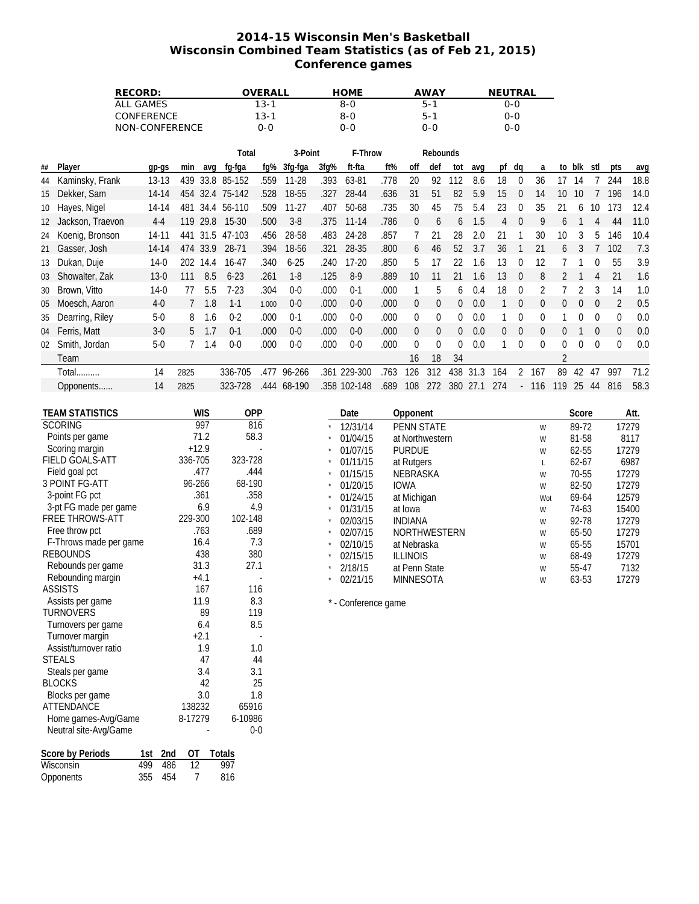# 2014-15 Wisconsin Men's Basketball
## Wisconsin Combined Team Statistics (as of Feb 21, 2015)
### Conference games

| RECORD: | OVERALL | HOME | AWAY | NEUTRAL |
|---|---|---|---|---|
| ALL GAMES | 13-1 | 8-0 | 5-1 | 0-0 |
| CONFERENCE | 13-1 | 8-0 | 5-1 | 0-0 |
| NON-CONFERENCE | 0-0 | 0-0 | 0-0 | 0-0 |

| | | | | | Total | | 3-Point | | F-Throw | | Rebounds | | | | | | | | | | | |
|---|---|---|---|---|---|---|---|---|---|---|---|---|---|---|---|---|---|---|---|---|---|---|
| ## | Player | gp-gs | min | avg | fg-fga | fg% | 3fg-fga | 3fg% | ft-fta | ft% | off | def | tot | avg | pf | dq | a | to | blk | stl | pts | avg |
| 44 | Kaminsky, Frank | 13-13 | 439 | 33.8 | 85-152 | .559 | 11-28 | .393 | 63-81 | .778 | 20 | 92 | 112 | 8.6 | 18 | 0 | 36 | 17 | 14 | 7 | 244 | 18.8 |
| 15 | Dekker, Sam | 14-14 | 454 | 32.4 | 75-142 | .528 | 18-55 | .327 | 28-44 | .636 | 31 | 51 | 82 | 5.9 | 15 | 0 | 14 | 10 | 10 | 7 | 196 | 14.0 |
| 10 | Hayes, Nigel | 14-14 | 481 | 34.4 | 56-110 | .509 | 11-27 | .407 | 50-68 | .735 | 30 | 45 | 75 | 5.4 | 23 | 0 | 35 | 21 | 6 | 10 | 173 | 12.4 |
| 12 | Jackson, Traevon | 4-4 | 119 | 29.8 | 15-30 | .500 | 3-8 | .375 | 11-14 | .786 | 0 | 6 | 6 | 1.5 | 4 | 0 | 9 | 6 | 1 | 4 | 44 | 11.0 |
| 24 | Koenig, Bronson | 14-11 | 441 | 31.5 | 47-103 | .456 | 28-58 | .483 | 24-28 | .857 | 7 | 21 | 28 | 2.0 | 21 | 1 | 30 | 10 | 3 | 5 | 146 | 10.4 |
| 21 | Gasser, Josh | 14-14 | 474 | 33.9 | 28-71 | .394 | 18-56 | .321 | 28-35 | .800 | 6 | 46 | 52 | 3.7 | 36 | 1 | 21 | 6 | 3 | 7 | 102 | 7.3 |
| 13 | Dukan, Duje | 14-0 | 202 | 14.4 | 16-47 | .340 | 6-25 | .240 | 17-20 | .850 | 5 | 17 | 22 | 1.6 | 13 | 0 | 12 | 7 | 1 | 0 | 55 | 3.9 |
| 03 | Showalter, Zak | 13-0 | 111 | 8.5 | 6-23 | .261 | 1-8 | .125 | 8-9 | .889 | 10 | 11 | 21 | 1.6 | 13 | 0 | 8 | 2 | 1 | 4 | 21 | 1.6 |
| 30 | Brown, Vitto | 14-0 | 77 | 5.5 | 7-23 | .304 | 0-0 | .000 | 0-1 | .000 | 1 | 5 | 6 | 0.4 | 18 | 0 | 2 | 7 | 2 | 3 | 14 | 1.0 |
| 05 | Moesch, Aaron | 4-0 | 7 | 1.8 | 1-1 | 1.000 | 0-0 | .000 | 0-0 | .000 | 0 | 0 | 0 | 0.0 | 1 | 0 | 0 | 0 | 0 | 0 | 2 | 0.5 |
| 35 | Dearring, Riley | 5-0 | 8 | 1.6 | 0-2 | .000 | 0-1 | .000 | 0-0 | .000 | 0 | 0 | 0 | 0.0 | 1 | 0 | 0 | 1 | 0 | 0 | 0 | 0.0 |
| 04 | Ferris, Matt | 3-0 | 5 | 1.7 | 0-1 | .000 | 0-0 | .000 | 0-0 | .000 | 0 | 0 | 0 | 0.0 | 0 | 0 | 0 | 0 | 1 | 0 | 0 | 0.0 |
| 02 | Smith, Jordan | 5-0 | 7 | 1.4 | 0-0 | .000 | 0-0 | .000 | 0-0 | .000 | 0 | 0 | 0 | 0.0 | 1 | 0 | 0 | 0 | 0 | 0 | 0 | 0.0 |
| | Team | | | | | | | | | | 16 | 18 | 34 | | | | | 2 | | | | |
| | Total.......... | 14 | 2825 | | 336-705 | .477 | 96-266 | .361 | 229-300 | .763 | 126 | 312 | 438 | 31.3 | 164 | 2 | 167 | 89 | 42 | 47 | 997 | 71.2 |
| | Opponents...... | 14 | 2825 | | 323-728 | .444 | 68-190 | .358 | 102-148 | .689 | 108 | 272 | 380 | 27.1 | 274 | - | 116 | 119 | 25 | 44 | 816 | 58.3 |

| TEAM STATISTICS | WIS | OPP |
|---|---|---|
| SCORING | 997 | 816 |
| Points per game | 71.2 | 58.3 |
| Scoring margin | +12.9 | - |
| FIELD GOALS-ATT | 336-705 | 323-728 |
| Field goal pct | .477 | .444 |
| 3 POINT FG-ATT | 96-266 | 68-190 |
| 3-point FG pct | .361 | .358 |
| 3-pt FG made per game | 6.9 | 4.9 |
| FREE THROWS-ATT | 229-300 | 102-148 |
| Free throw pct | .763 | .689 |
| F-Throws made per game | 16.4 | 7.3 |
| REBOUNDS | 438 | 380 |
| Rebounds per game | 31.3 | 27.1 |
| Rebounding margin | +4.1 | - |
| ASSISTS | 167 | 116 |
| Assists per game | 11.9 | 8.3 |
| TURNOVERS | 89 | 119 |
| Turnovers per game | 6.4 | 8.5 |
| Turnover margin | +2.1 | - |
| Assist/turnover ratio | 1.9 | 1.0 |
| STEALS | 47 | 44 |
| Steals per game | 3.4 | 3.1 |
| BLOCKS | 42 | 25 |
| Blocks per game | 3.0 | 1.8 |
| ATTENDANCE | 138232 | 65916 |
| Home games-Avg/Game | 8-17279 | 6-10986 |
| Neutral site-Avg/Game | - | 0-0 |

| Score by Periods | 1st | 2nd | OT | Totals |
|---|---|---|---|---|
| Wisconsin | 499 | 486 | 12 | 997 |
| Opponents | 355 | 454 | 7 | 816 |

| | Date | Opponent | | Score | Att. |
|---|---|---|---|---|---|
| * | 12/31/14 | PENN STATE | W | 89-72 | 17279 |
| * | 01/04/15 | at Northwestern | W | 81-58 | 8117 |
| * | 01/07/15 | PURDUE | W | 62-55 | 17279 |
| * | 01/11/15 | at Rutgers | L | 62-67 | 6987 |
| * | 01/15/15 | NEBRASKA | W | 70-55 | 17279 |
| * | 01/20/15 | IOWA | W | 82-50 | 17279 |
| * | 01/24/15 | at Michigan | Wot | 69-64 | 12579 |
| * | 01/31/15 | at Iowa | W | 74-63 | 15400 |
| * | 02/03/15 | INDIANA | W | 92-78 | 17279 |
| * | 02/07/15 | NORTHWESTERN | W | 65-50 | 17279 |
| * | 02/10/15 | at Nebraska | W | 65-55 | 15701 |
| * | 02/15/15 | ILLINOIS | W | 68-49 | 17279 |
| * | 2/18/15 | at Penn State | W | 55-47 | 7132 |
| * | 02/21/15 | MINNESOTA | W | 63-53 | 17279 |

* - Conference game